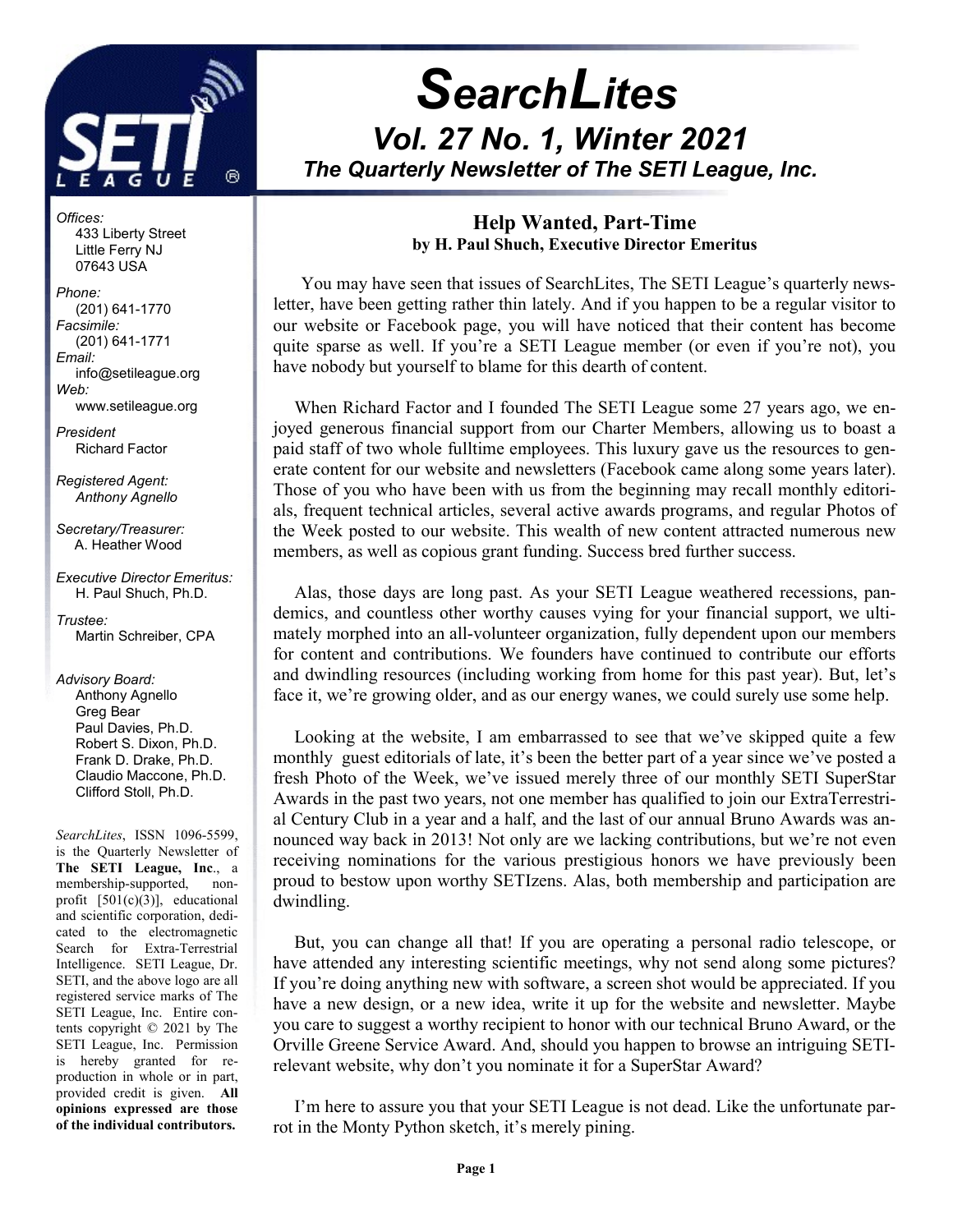# SearchLites

## Vol. 27 No. 1, Winter 2021

### The Quarterly Newsletter of The SETI League, Inc.

*Offices:*
433 Liberty Street
Little Ferry NJ
07643 USA

*Phone:*
(201) 641-1770

*Facsimile:*
(201) 641-1771

*Email:*
info@setileague.org

*Web:*
www.setileague.org

*President*
Richard Factor

*Registered Agent:*
*Anthony Agnello*

*Secretary/Treasurer:*
A. Heather Wood

*Executive Director Emeritus:*
H. Paul Shuch, Ph.D.

*Trustee:*
Martin Schreiber, CPA

*Advisory Board:*
Anthony Agnello
Greg Bear
Paul Davies, Ph.D.
Robert S. Dixon, Ph.D.
Frank D. Drake, Ph.D.
Claudio Maccone, Ph.D.
Clifford Stoll, Ph.D.

*SearchLites*, ISSN 1096-5599, is the Quarterly Newsletter of **The SETI League, Inc**., a membership-supported, non-profit [501(c)(3)], educational and scientific corporation, dedicated to the electromagnetic Search for Extra-Terrestrial Intelligence. SETI League, Dr. SETI, and the above logo are all registered service marks of The SETI League, Inc. Entire contents copyright © 2021 by The SETI League, Inc. Permission is hereby granted for reproduction in whole or in part, provided credit is given. **All opinions expressed are those of the individual contributors.**

## Help Wanted, Part-Time

**by H. Paul Shuch, Executive Director Emeritus**

You may have seen that issues of SearchLites, The SETI League's quarterly newsletter, have been getting rather thin lately. And if you happen to be a regular visitor to our website or Facebook page, you will have noticed that their content has become quite sparse as well. If you're a SETI League member (or even if you're not), you have nobody but yourself to blame for this dearth of content.

When Richard Factor and I founded The SETI League some 27 years ago, we enjoyed generous financial support from our Charter Members, allowing us to boast a paid staff of two whole fulltime employees. This luxury gave us the resources to generate content for our website and newsletters (Facebook came along some years later). Those of you who have been with us from the beginning may recall monthly editorials, frequent technical articles, several active awards programs, and regular Photos of the Week posted to our website. This wealth of new content attracted numerous new members, as well as copious grant funding. Success bred further success.

Alas, those days are long past. As your SETI League weathered recessions, pandemics, and countless other worthy causes vying for your financial support, we ultimately morphed into an all-volunteer organization, fully dependent upon our members for content and contributions. We founders have continued to contribute our efforts and dwindling resources (including working from home for this past year). But, let's face it, we're growing older, and as our energy wanes, we could surely use some help.

Looking at the website, I am embarrassed to see that we've skipped quite a few monthly guest editorials of late, it's been the better part of a year since we've posted a fresh Photo of the Week, we've issued merely three of our monthly SETI SuperStar Awards in the past two years, not one member has qualified to join our ExtraTerrestrial Century Club in a year and a half, and the last of our annual Bruno Awards was announced way back in 2013! Not only are we lacking contributions, but we're not even receiving nominations for the various prestigious honors we have previously been proud to bestow upon worthy SETIzens. Alas, both membership and participation are dwindling.

But, you can change all that! If you are operating a personal radio telescope, or have attended any interesting scientific meetings, why not send along some pictures? If you're doing anything new with software, a screen shot would be appreciated. If you have a new design, or a new idea, write it up for the website and newsletter. Maybe you care to suggest a worthy recipient to honor with our technical Bruno Award, or the Orville Greene Service Award. And, should you happen to browse an intriguing SETI-relevant website, why don't you nominate it for a SuperStar Award?

I'm here to assure you that your SETI League is not dead. Like the unfortunate parrot in the Monty Python sketch, it's merely pining.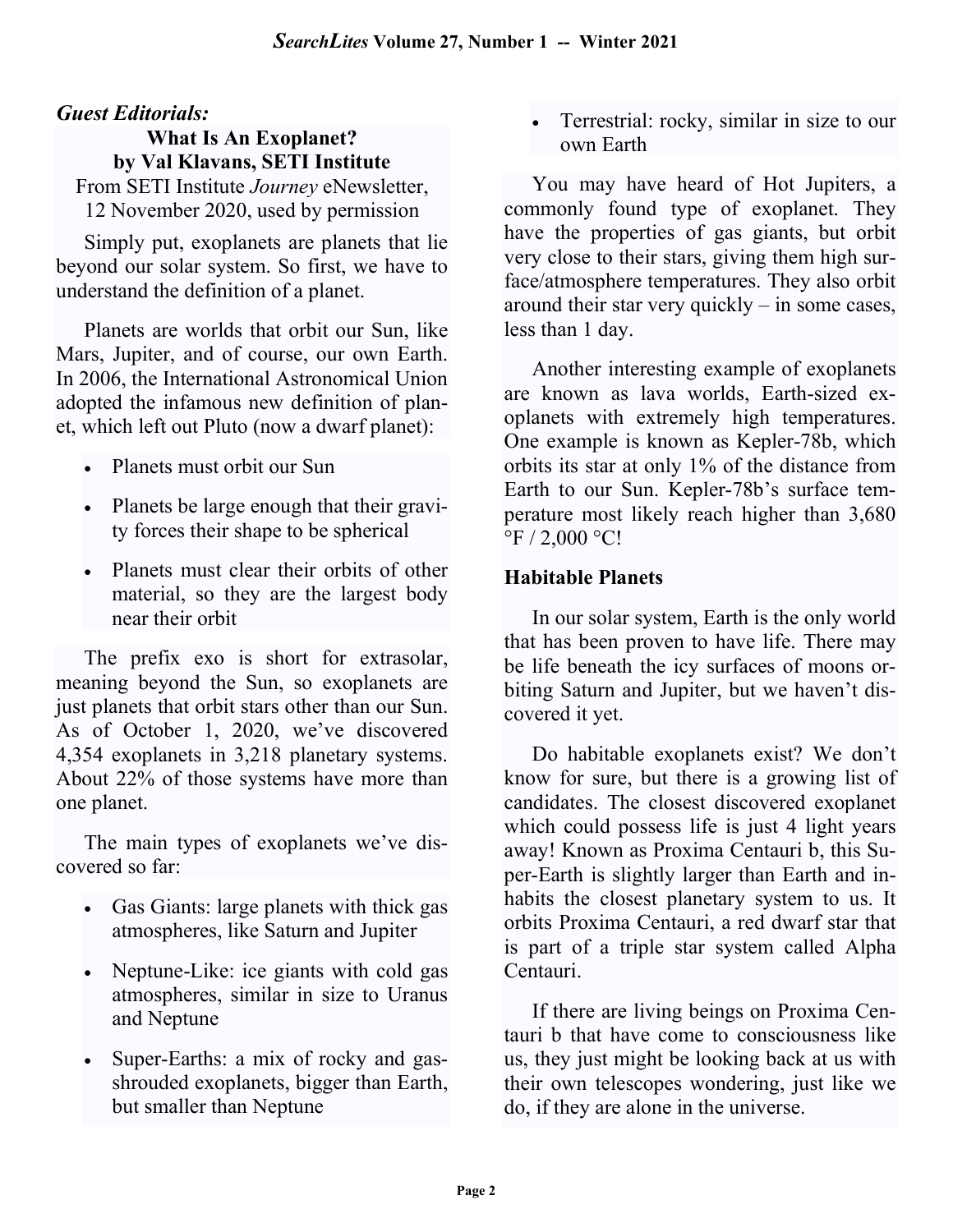## *Guest Editorials:*

### What Is An Exoplanet?
### by Val Klavans, SETI Institute

From SETI Institute *Journey* eNewsletter, 12 November 2020, used by permission

Simply put, exoplanets are planets that lie beyond our solar system. So first, we have to understand the definition of a planet.

Planets are worlds that orbit our Sun, like Mars, Jupiter, and of course, our own Earth. In 2006, the International Astronomical Union adopted the infamous new definition of planet, which left out Pluto (now a dwarf planet):

- Planets must orbit our Sun
- Planets be large enough that their gravity forces their shape to be spherical
- Planets must clear their orbits of other material, so they are the largest body near their orbit

The prefix exo is short for extrasolar, meaning beyond the Sun, so exoplanets are just planets that orbit stars other than our Sun. As of October 1, 2020, we've discovered 4,354 exoplanets in 3,218 planetary systems. About 22% of those systems have more than one planet.

The main types of exoplanets we've discovered so far:

- Gas Giants: large planets with thick gas atmospheres, like Saturn and Jupiter
- Neptune-Like: ice giants with cold gas atmospheres, similar in size to Uranus and Neptune
- Super-Earths: a mix of rocky and gas-shrouded exoplanets, bigger than Earth, but smaller than Neptune
- Terrestrial: rocky, similar in size to our own Earth

You may have heard of Hot Jupiters, a commonly found type of exoplanet. They have the properties of gas giants, but orbit very close to their stars, giving them high surface/atmosphere temperatures. They also orbit around their star very quickly – in some cases, less than 1 day.

Another interesting example of exoplanets are known as lava worlds, Earth-sized exoplanets with extremely high temperatures. One example is known as Kepler-78b, which orbits its star at only 1% of the distance from Earth to our Sun. Kepler-78b's surface temperature most likely reach higher than 3,680 °F / 2,000 °C!

**Habitable Planets**

In our solar system, Earth is the only world that has been proven to have life. There may be life beneath the icy surfaces of moons orbiting Saturn and Jupiter, but we haven't discovered it yet.

Do habitable exoplanets exist? We don't know for sure, but there is a growing list of candidates. The closest discovered exoplanet which could possess life is just 4 light years away! Known as Proxima Centauri b, this Super-Earth is slightly larger than Earth and inhabits the closest planetary system to us. It orbits Proxima Centauri, a red dwarf star that is part of a triple star system called Alpha Centauri.

If there are living beings on Proxima Centauri b that have come to consciousness like us, they just might be looking back at us with their own telescopes wondering, just like we do, if they are alone in the universe.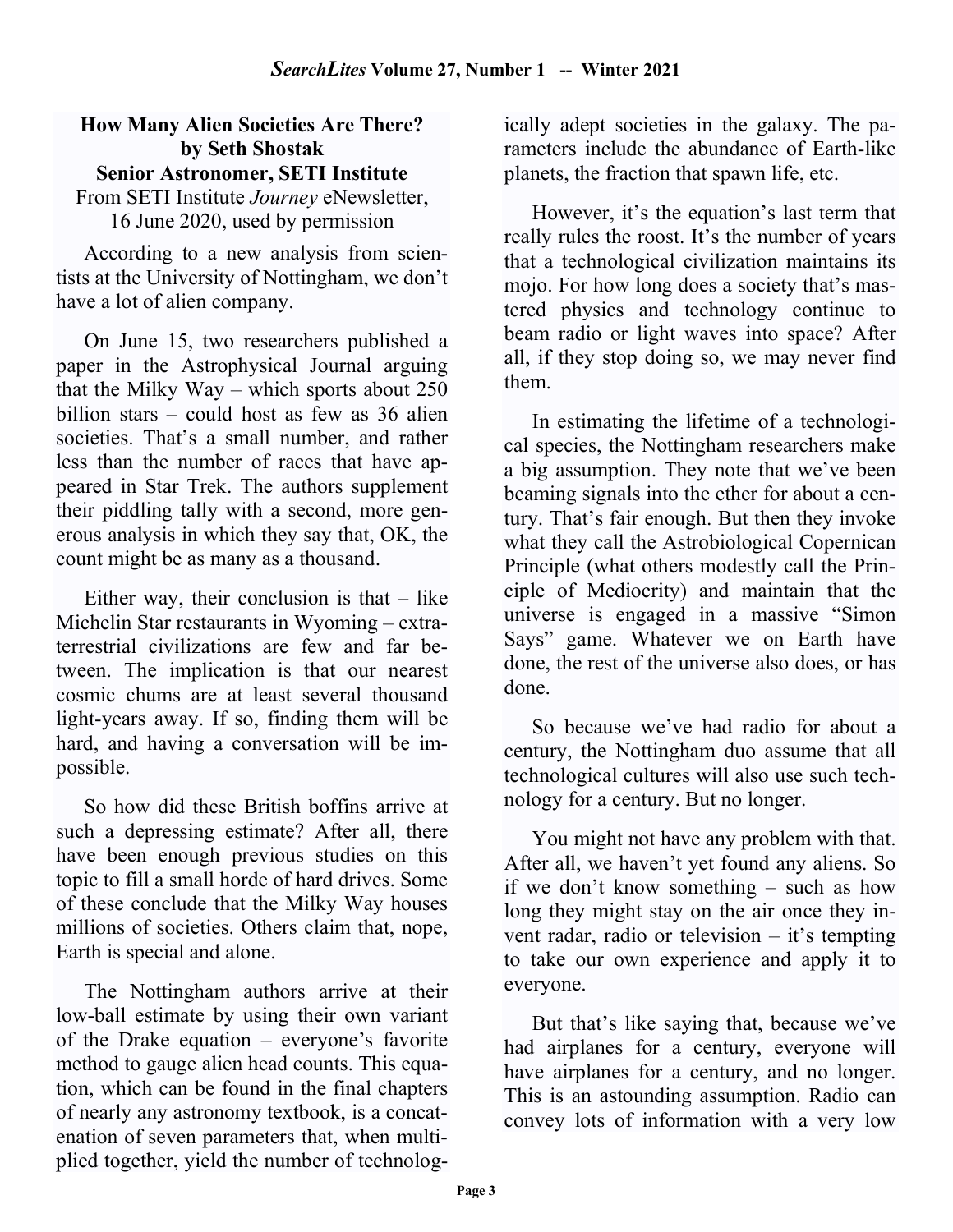## How Many Alien Societies Are There?

**by Seth Shostak**
**Senior Astronomer, SETI Institute**
From SETI Institute *Journey* eNewsletter, 16 June 2020, used by permission

According to a new analysis from scientists at the University of Nottingham, we don't have a lot of alien company.

On June 15, two researchers published a paper in the Astrophysical Journal arguing that the Milky Way – which sports about 250 billion stars – could host as few as 36 alien societies. That's a small number, and rather less than the number of races that have appeared in Star Trek. The authors supplement their piddling tally with a second, more generous analysis in which they say that, OK, the count might be as many as a thousand.

Either way, their conclusion is that – like Michelin Star restaurants in Wyoming – extraterrestrial civilizations are few and far between. The implication is that our nearest cosmic chums are at least several thousand light-years away. If so, finding them will be hard, and having a conversation will be impossible.

So how did these British boffins arrive at such a depressing estimate? After all, there have been enough previous studies on this topic to fill a small horde of hard drives. Some of these conclude that the Milky Way houses millions of societies. Others claim that, nope, Earth is special and alone.

The Nottingham authors arrive at their low-ball estimate by using their own variant of the Drake equation – everyone's favorite method to gauge alien head counts. This equation, which can be found in the final chapters of nearly any astronomy textbook, is a concatenation of seven parameters that, when multiplied together, yield the number of technologically adept societies in the galaxy. The parameters include the abundance of Earth-like planets, the fraction that spawn life, etc.

However, it's the equation's last term that really rules the roost. It's the number of years that a technological civilization maintains its mojo. For how long does a society that's mastered physics and technology continue to beam radio or light waves into space? After all, if they stop doing so, we may never find them.

In estimating the lifetime of a technological species, the Nottingham researchers make a big assumption. They note that we've been beaming signals into the ether for about a century. That's fair enough. But then they invoke what they call the Astrobiological Copernican Principle (what others modestly call the Principle of Mediocrity) and maintain that the universe is engaged in a massive "Simon Says" game. Whatever we on Earth have done, the rest of the universe also does, or has done.

So because we've had radio for about a century, the Nottingham duo assume that all technological cultures will also use such technology for a century. But no longer.

You might not have any problem with that. After all, we haven't yet found any aliens. So if we don't know something – such as how long they might stay on the air once they invent radar, radio or television – it's tempting to take our own experience and apply it to everyone.

But that's like saying that, because we've had airplanes for a century, everyone will have airplanes for a century, and no longer. This is an astounding assumption. Radio can convey lots of information with a very low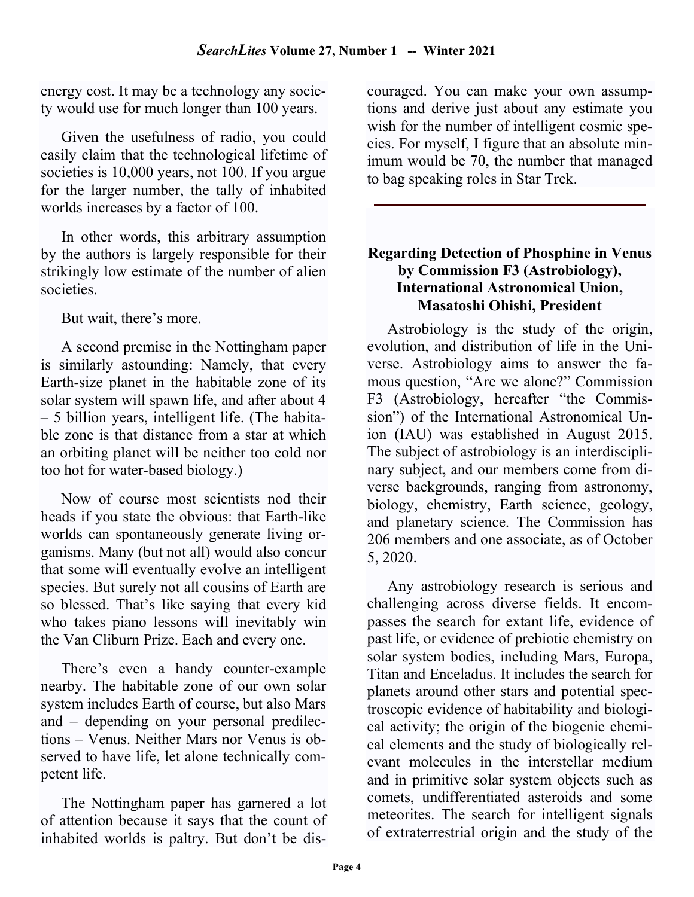energy cost. It may be a technology any society would use for much longer than 100 years.

Given the usefulness of radio, you could easily claim that the technological lifetime of societies is 10,000 years, not 100. If you argue for the larger number, the tally of inhabited worlds increases by a factor of 100.

In other words, this arbitrary assumption by the authors is largely responsible for their strikingly low estimate of the number of alien societies.

But wait, there's more.

A second premise in the Nottingham paper is similarly astounding: Namely, that every Earth-size planet in the habitable zone of its solar system will spawn life, and after about 4 – 5 billion years, intelligent life. (The habitable zone is that distance from a star at which an orbiting planet will be neither too cold nor too hot for water-based biology.)

Now of course most scientists nod their heads if you state the obvious: that Earth-like worlds can spontaneously generate living organisms. Many (but not all) would also concur that some will eventually evolve an intelligent species. But surely not all cousins of Earth are so blessed. That's like saying that every kid who takes piano lessons will inevitably win the Van Cliburn Prize. Each and every one.

There's even a handy counter-example nearby. The habitable zone of our own solar system includes Earth of course, but also Mars and – depending on your personal predilections – Venus. Neither Mars nor Venus is observed to have life, let alone technically competent life.

The Nottingham paper has garnered a lot of attention because it says that the count of inhabited worlds is paltry. But don't be discouraged. You can make your own assumptions and derive just about any estimate you wish for the number of intelligent cosmic species. For myself, I figure that an absolute minimum would be 70, the number that managed to bag speaking roles in Star Trek.

---

## Regarding Detection of Phosphine in Venus by Commission F3 (Astrobiology), International Astronomical Union, Masatoshi Ohishi, President

Astrobiology is the study of the origin, evolution, and distribution of life in the Universe. Astrobiology aims to answer the famous question, "Are we alone?" Commission F3 (Astrobiology, hereafter "the Commission") of the International Astronomical Union (IAU) was established in August 2015. The subject of astrobiology is an interdisciplinary subject, and our members come from diverse backgrounds, ranging from astronomy, biology, chemistry, Earth science, geology, and planetary science. The Commission has 206 members and one associate, as of October 5, 2020.

Any astrobiology research is serious and challenging across diverse fields. It encompasses the search for extant life, evidence of past life, or evidence of prebiotic chemistry on solar system bodies, including Mars, Europa, Titan and Enceladus. It includes the search for planets around other stars and potential spectroscopic evidence of habitability and biological activity; the origin of the biogenic chemical elements and the study of biologically relevant molecules in the interstellar medium and in primitive solar system objects such as comets, undifferentiated asteroids and some meteorites. The search for intelligent signals of extraterrestrial origin and the study of the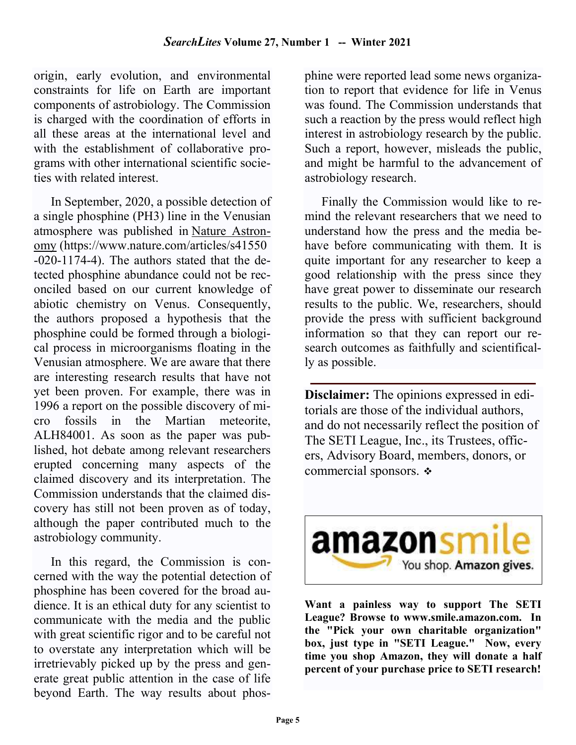origin, early evolution, and environmental constraints for life on Earth are important components of astrobiology. The Commission is charged with the coordination of efforts in all these areas at the international level and with the establishment of collaborative programs with other international scientific societies with related interest.

In September, 2020, a possible detection of a single phosphine (PH3) line in the Venusian atmosphere was published in Nature Astronomy (https://www.nature.com/articles/s41550-020-1174-4). The authors stated that the detected phosphine abundance could not be reconciled based on our current knowledge of abiotic chemistry on Venus. Consequently, the authors proposed a hypothesis that the phosphine could be formed through a biological process in microorganisms floating in the Venusian atmosphere. We are aware that there are interesting research results that have not yet been proven. For example, there was in 1996 a report on the possible discovery of micro fossils in the Martian meteorite, ALH84001. As soon as the paper was published, hot debate among relevant researchers erupted concerning many aspects of the claimed discovery and its interpretation. The Commission understands that the claimed discovery has still not been proven as of today, although the paper contributed much to the astrobiology community.

In this regard, the Commission is concerned with the way the potential detection of phosphine has been covered for the broad audience. It is an ethical duty for any scientist to communicate with the media and the public with great scientific rigor and to be careful not to overstate any interpretation which will be irretrievably picked up by the press and generate great public attention in the case of life beyond Earth. The way results about phosphine were reported lead some news organization to report that evidence for life in Venus was found. The Commission understands that such a reaction by the press would reflect high interest in astrobiology research by the public. Such a report, however, misleads the public, and might be harmful to the advancement of astrobiology research.

Finally the Commission would like to remind the relevant researchers that we need to understand how the press and the media behave before communicating with them. It is quite important for any researcher to keep a good relationship with the press since they have great power to disseminate our research results to the public. We, researchers, should provide the press with sufficient background information so that they can report our research outcomes as faithfully and scientifically as possible.

---

**Disclaimer:** The opinions expressed in editorials are those of the individual authors, and do not necessarily reflect the position of The SETI League, Inc., its Trustees, officers, Advisory Board, members, donors, or commercial sponsors. ❖

amazonsmile
You shop. **Amazon gives.**

**Want a painless way to support The SETI League? Browse to www.smile.amazon.com. In the "Pick your own charitable organization" box, just type in "SETI League." Now, every time you shop Amazon, they will donate a half percent of your purchase price to SETI research!**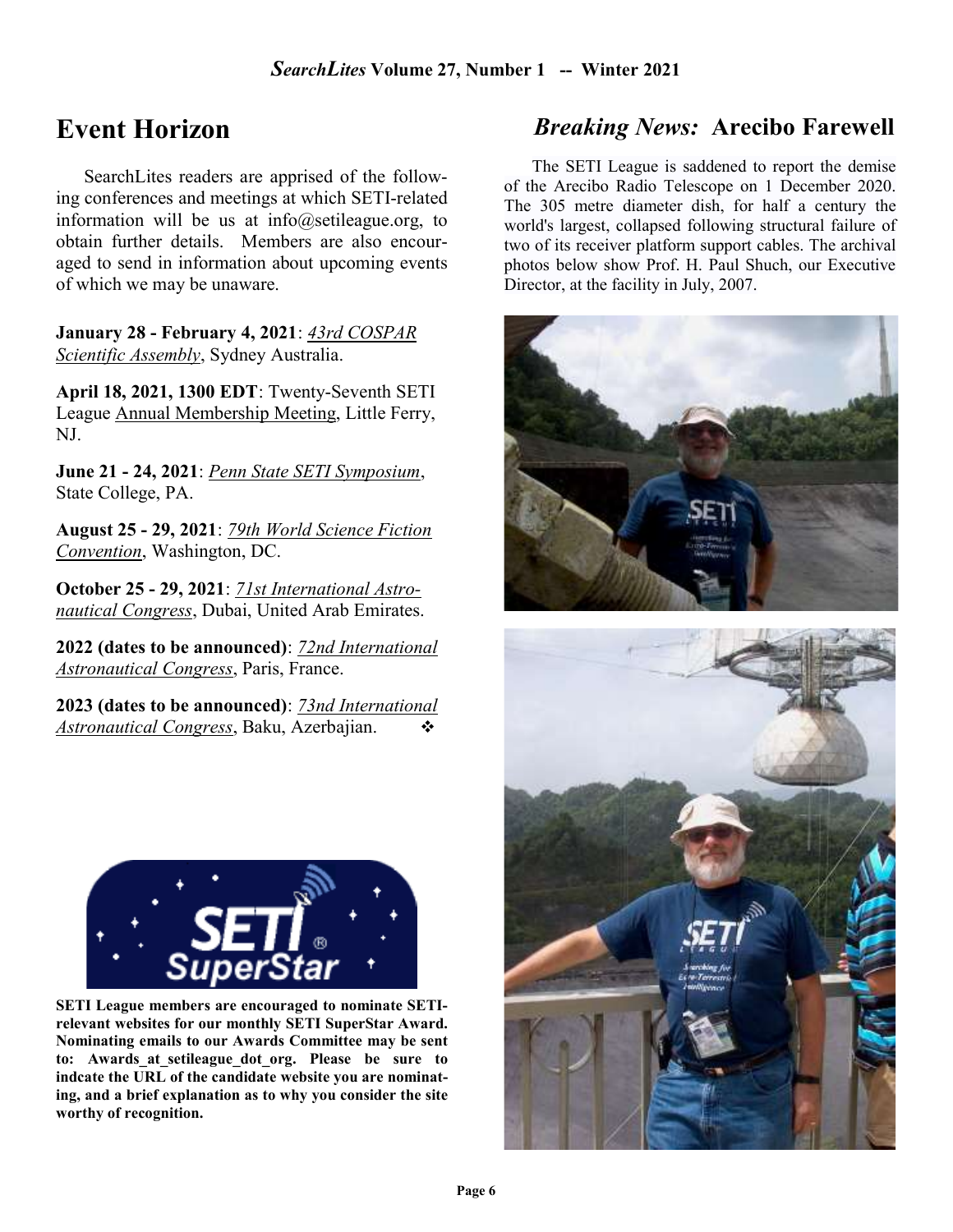## Event Horizon

SearchLites readers are apprised of the following conferences and meetings at which SETI-related information will be us at info@setileague.org, to obtain further details. Members are also encouraged to send in information about upcoming events of which we may be unaware.

**January 28 - February 4, 2021**: *43rd COSPAR Scientific Assembly*, Sydney Australia.

**April 18, 2021, 1300 EDT**: Twenty-Seventh SETI League Annual Membership Meeting, Little Ferry, NJ.

**June 21 - 24, 2021**: *Penn State SETI Symposium*, State College, PA.

**August 25 - 29, 2021**: *79th World Science Fiction Convention*, Washington, DC.

**October 25 - 29, 2021**: *71st International Astronautical Congress*, Dubai, United Arab Emirates.

**2022 (dates to be announced)**: *72nd International Astronautical Congress*, Paris, France.

**2023 (dates to be announced)**: *73nd International Astronautical Congress*, Baku, Azerbajian. ❖

**SETI League members are encouraged to nominate SETI-relevant websites for our monthly SETI SuperStar Award. Nominating emails to our Awards Committee may be sent to: Awards_at_setileague_dot_org. Please be sure to indcate the URL of the candidate website you are nominating, and a brief explanation as to why you consider the site worthy of recognition.**

## *Breaking News:* Arecibo Farewell

The SETI League is saddened to report the demise of the Arecibo Radio Telescope on 1 December 2020. The 305 metre diameter dish, for half a century the world's largest, collapsed following structural failure of two of its receiver platform support cables. The archival photos below show Prof. H. Paul Shuch, our Executive Director, at the facility in July, 2007.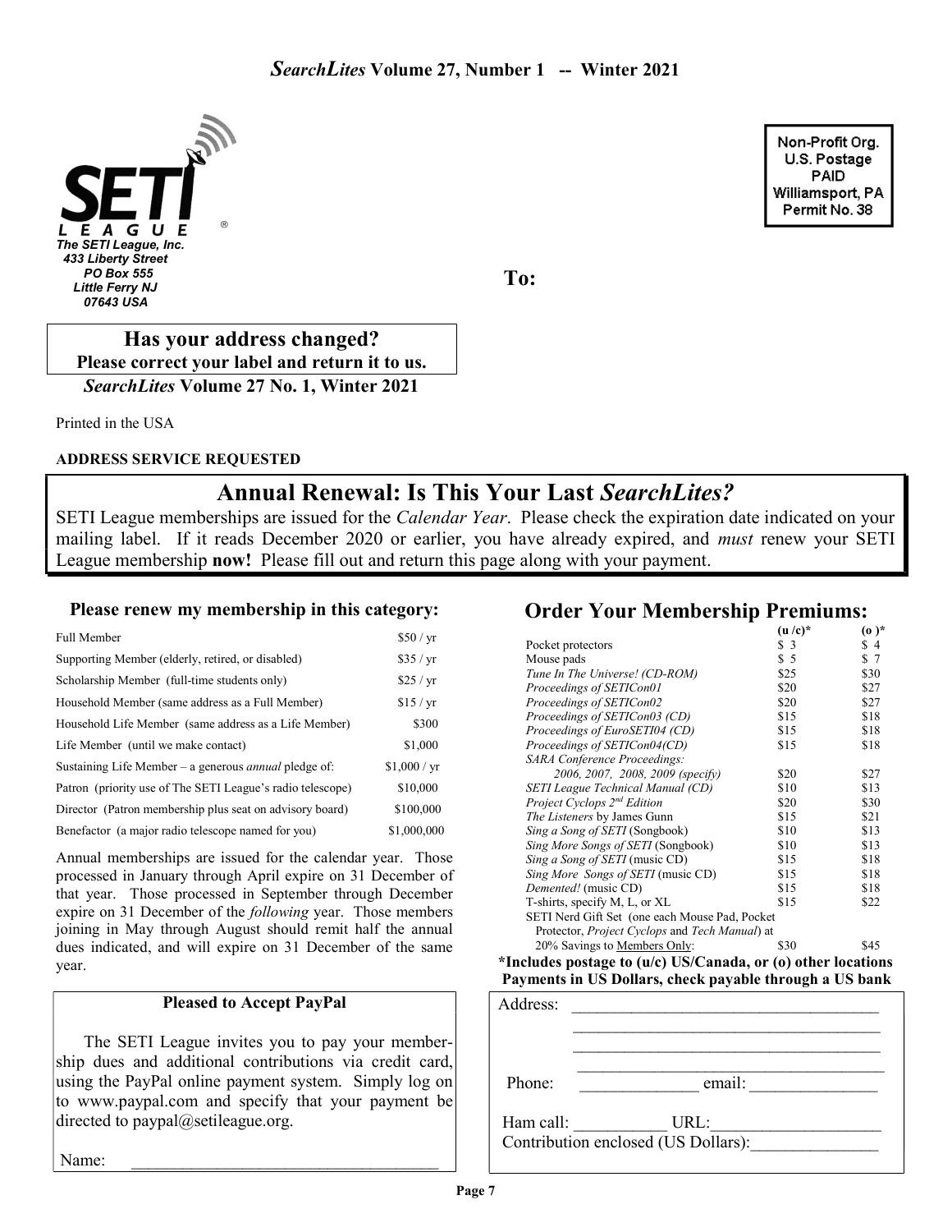SETI LEAGUE®

*The SETI League, Inc.*
*433 Liberty Street*
*PO Box 555*
*Little Ferry NJ*
*07643 USA*

Non-Profit Org.
U.S. Postage
PAID
Williamsport, PA
Permit No. 38

**To:**

**Has your address changed?**
**Please correct your label and return it to us.**

***SearchLites* Volume 27 No. 1, Winter 2021**

Printed in the USA

**ADDRESS SERVICE REQUESTED**

# Annual Renewal: Is This Your Last *SearchLites?*

SETI League memberships are issued for the *Calendar Year*. Please check the expiration date indicated on your mailing label. If it reads December 2020 or earlier, you have already expired, and *must* renew your SETI League membership **now!** Please fill out and return this page along with your payment.

### Please renew my membership in this category:

| | |
|---|---|
| Full Member | $50 / yr |
| Supporting Member (elderly, retired, or disabled) | $35 / yr |
| Scholarship Member (full-time students only) | $25 / yr |
| Household Member (same address as a Full Member) | $15 / yr |
| Household Life Member (same address as a Life Member) | $300 |
| Life Member (until we make contact) | $1,000 |
| Sustaining Life Member – a generous *annual* pledge of: | $1,000 / yr |
| Patron (priority use of The SETI League's radio telescope) | $10,000 |
| Director (Patron membership plus seat on advisory board) | $100,000 |
| Benefactor (a major radio telescope named for you) | $1,000,000 |

Annual memberships are issued for the calendar year. Those processed in January through April expire on 31 December of that year. Those processed in September through December expire on 31 December of the *following* year. Those members joining in May through August should remit half the annual dues indicated, and will expire on 31 December of the same year.

**Pleased to Accept PayPal**

The SETI League invites you to pay your membership dues and additional contributions via credit card, using the PayPal online payment system. Simply log on to www.paypal.com and specify that your payment be directed to paypal@setileague.org.

Name: ____________________________________

## Order Your Membership Premiums:

| | (u /c)* | (o )* |
|---|---|---|
| Pocket protectors | $ 3 | $ 4 |
| Mouse pads | $ 5 | $ 7 |
| *Tune In The Universe! (CD-ROM)* | $25 | $30 |
| *Proceedings of SETICon01* | $20 | $27 |
| *Proceedings of SETICon02* | $20 | $27 |
| *Proceedings of SETICon03 (CD)* | $15 | $18 |
| *Proceedings of EuroSETI04 (CD)* | $15 | $18 |
| *Proceedings of SETICon04(CD)* | $15 | $18 |
| *SARA Conference Proceedings: 2006, 2007, 2008, 2009 (specify)* | $20 | $27 |
| *SETI League Technical Manual (CD)* | $10 | $13 |
| *Project Cyclops 2nd Edition* | $20 | $30 |
| *The Listeners* by James Gunn | $15 | $21 |
| *Sing a Song of SETI* (Songbook) | $10 | $13 |
| *Sing More Songs of SETI* (Songbook) | $10 | $13 |
| *Sing a Song of SETI* (music CD) | $15 | $18 |
| *Sing More Songs of SETI* (music CD) | $15 | $18 |
| *Demented!* (music CD) | $15 | $18 |
| T-shirts, specify M, L, or XL | $15 | $22 |
| SETI Nerd Gift Set (one each Mouse Pad, Pocket Protector, *Project Cyclops* and *Tech Manual*) at 20% Savings to Members Only: | $30 | $45 |

**\*Includes postage to (u/c) US/Canada, or (o) other locations**
**Payments in US Dollars, check payable through a US bank**

Address: ____________________________________
____________________________________
____________________________________
____________________________________

Phone: ______________ email: _______________

Ham call: ___________ URL:____________________

Contribution enclosed (US Dollars):_______________